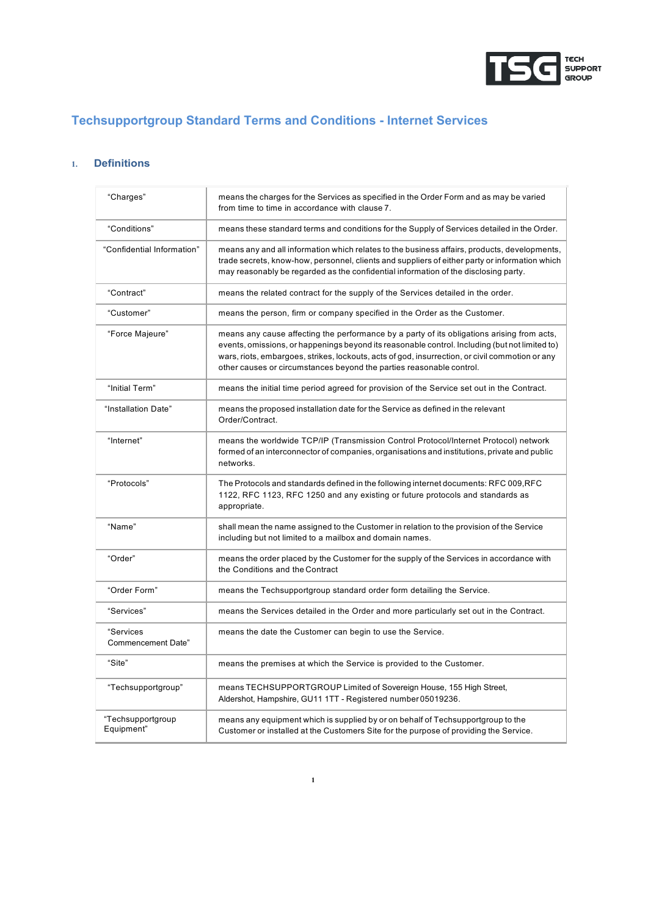# Techsupportgroup Standard Terms and Conditions - Internet Services

## 1. Definitions

| | |
|---|---|
| "Charges" | means the charges for the Services as specified in the Order Form and as may be varied from time to time in accordance with clause 7. |
| "Conditions" | means these standard terms and conditions for the Supply of Services detailed in the Order. |
| "Confidential Information" | means any and all information which relates to the business affairs, products, developments, trade secrets, know-how, personnel, clients and suppliers of either party or information which may reasonably be regarded as the confidential information of the disclosing party. |
| "Contract" | means the related contract for the supply of the Services detailed in the order. |
| "Customer" | means the person, firm or company specified in the Order as the Customer. |
| "Force Majeure" | means any cause affecting the performance by a party of its obligations arising from acts, events, omissions, or happenings beyond its reasonable control. Including (but not limited to) wars, riots, embargoes, strikes, lockouts, acts of god, insurrection, or civil commotion or any other causes or circumstances beyond the parties reasonable control. |
| "Initial Term" | means the initial time period agreed for provision of the Service set out in the Contract. |
| "Installation Date" | means the proposed installation date for the Service as defined in the relevant Order/Contract. |
| "Internet" | means the worldwide TCP/IP (Transmission Control Protocol/Internet Protocol) network formed of an interconnector of companies, organisations and institutions, private and public networks. |
| "Protocols" | The Protocols and standards defined in the following internet documents: RFC 009,RFC 1122, RFC 1123, RFC 1250 and any existing or future protocols and standards as appropriate. |
| "Name" | shall mean the name assigned to the Customer in relation to the provision of the Service including but not limited to a mailbox and domain names. |
| "Order" | means the order placed by the Customer for the supply of the Services in accordance with the Conditions and the Contract |
| "Order Form" | means the Techsupportgroup standard order form detailing the Service. |
| "Services" | means the Services detailed in the Order and more particularly set out in the Contract. |
| "Services Commencement Date" | means the date the Customer can begin to use the Service. |
| "Site" | means the premises at which the Service is provided to the Customer. |
| "Techsupportgroup" | means TECHSUPPORTGROUP Limited of Sovereign House, 155 High Street, Aldershot, Hampshire, GU11 1TT - Registered number 05019236. |
| "Techsupportgroup Equipment" | means any equipment which is supplied by or on behalf of Techsupportgroup to the Customer or installed at the Customers Site for the purpose of providing the Service. |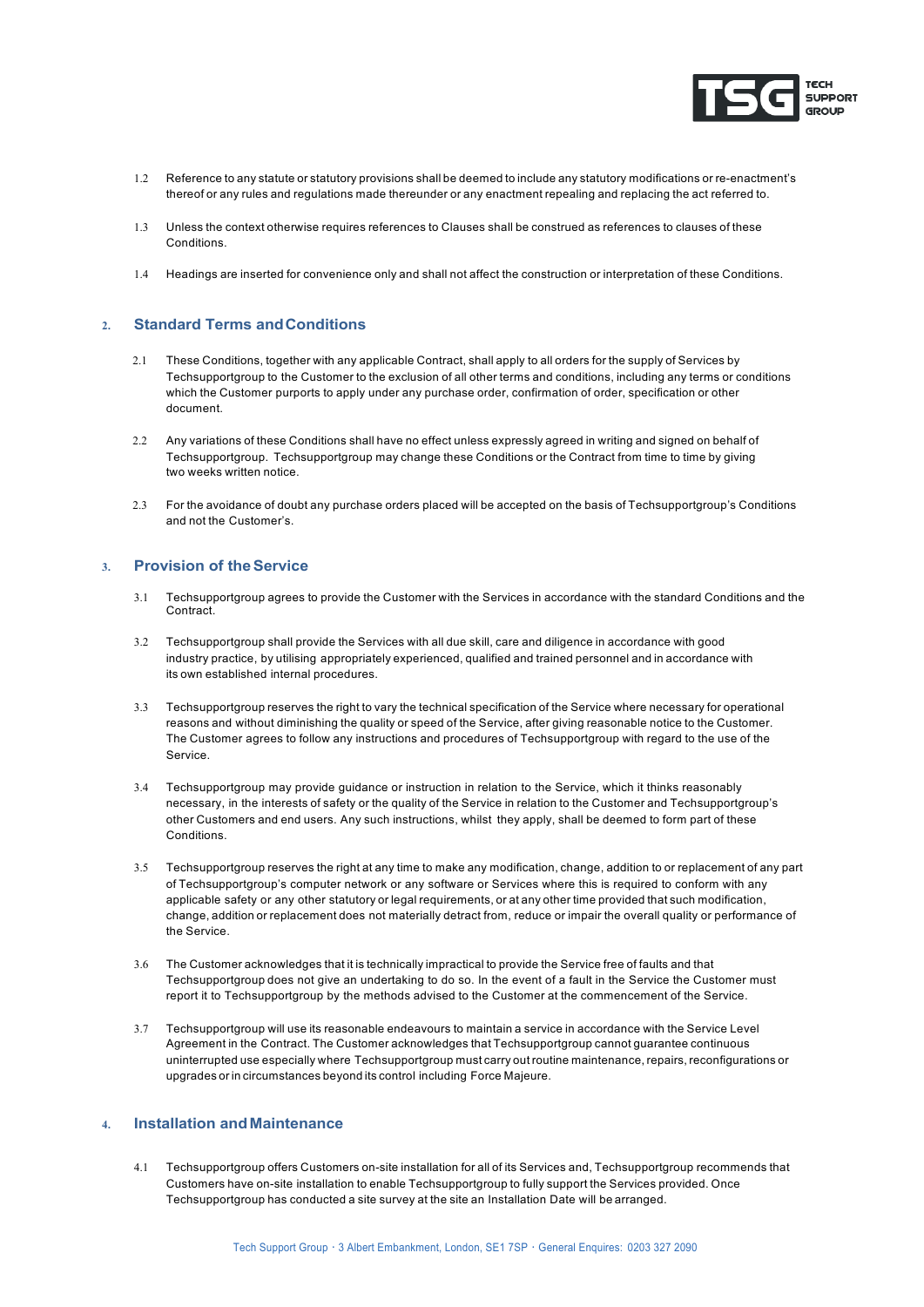1.2 Reference to any statute or statutory provisions shall be deemed to include any statutory modifications or re-enactment's thereof or any rules and regulations made thereunder or any enactment repealing and replacing the act referred to.

1.3 Unless the context otherwise requires references to Clauses shall be construed as references to clauses of these Conditions.

1.4 Headings are inserted for convenience only and shall not affect the construction or interpretation of these Conditions.

## 2. Standard Terms and Conditions

2.1 These Conditions, together with any applicable Contract, shall apply to all orders for the supply of Services by Techsupportgroup to the Customer to the exclusion of all other terms and conditions, including any terms or conditions which the Customer purports to apply under any purchase order, confirmation of order, specification or other document.

2.2 Any variations of these Conditions shall have no effect unless expressly agreed in writing and signed on behalf of Techsupportgroup. Techsupportgroup may change these Conditions or the Contract from time to time by giving two weeks written notice.

2.3 For the avoidance of doubt any purchase orders placed will be accepted on the basis of Techsupportgroup's Conditions and not the Customer's.

## 3. Provision of the Service

3.1 Techsupportgroup agrees to provide the Customer with the Services in accordance with the standard Conditions and the Contract.

3.2 Techsupportgroup shall provide the Services with all due skill, care and diligence in accordance with good industry practice, by utilising appropriately experienced, qualified and trained personnel and in accordance with its own established internal procedures.

3.3 Techsupportgroup reserves the right to vary the technical specification of the Service where necessary for operational reasons and without diminishing the quality or speed of the Service, after giving reasonable notice to the Customer. The Customer agrees to follow any instructions and procedures of Techsupportgroup with regard to the use of the Service.

3.4 Techsupportgroup may provide guidance or instruction in relation to the Service, which it thinks reasonably necessary, in the interests of safety or the quality of the Service in relation to the Customer and Techsupportgroup's other Customers and end users. Any such instructions, whilst they apply, shall be deemed to form part of these Conditions.

3.5 Techsupportgroup reserves the right at any time to make any modification, change, addition to or replacement of any part of Techsupportgroup's computer network or any software or Services where this is required to conform with any applicable safety or any other statutory or legal requirements, or at any other time provided that such modification, change, addition or replacement does not materially detract from, reduce or impair the overall quality or performance of the Service.

3.6 The Customer acknowledges that it is technically impractical to provide the Service free of faults and that Techsupportgroup does not give an undertaking to do so. In the event of a fault in the Service the Customer must report it to Techsupportgroup by the methods advised to the Customer at the commencement of the Service.

3.7 Techsupportgroup will use its reasonable endeavours to maintain a service in accordance with the Service Level Agreement in the Contract. The Customer acknowledges that Techsupportgroup cannot guarantee continuous uninterrupted use especially where Techsupportgroup must carry out routine maintenance, repairs, reconfigurations or upgrades or in circumstances beyond its control including Force Majeure.

## 4. Installation and Maintenance

4.1 Techsupportgroup offers Customers on-site installation for all of its Services and, Techsupportgroup recommends that Customers have on-site installation to enable Techsupportgroup to fully support the Services provided. Once Techsupportgroup has conducted a site survey at the site an Installation Date will be arranged.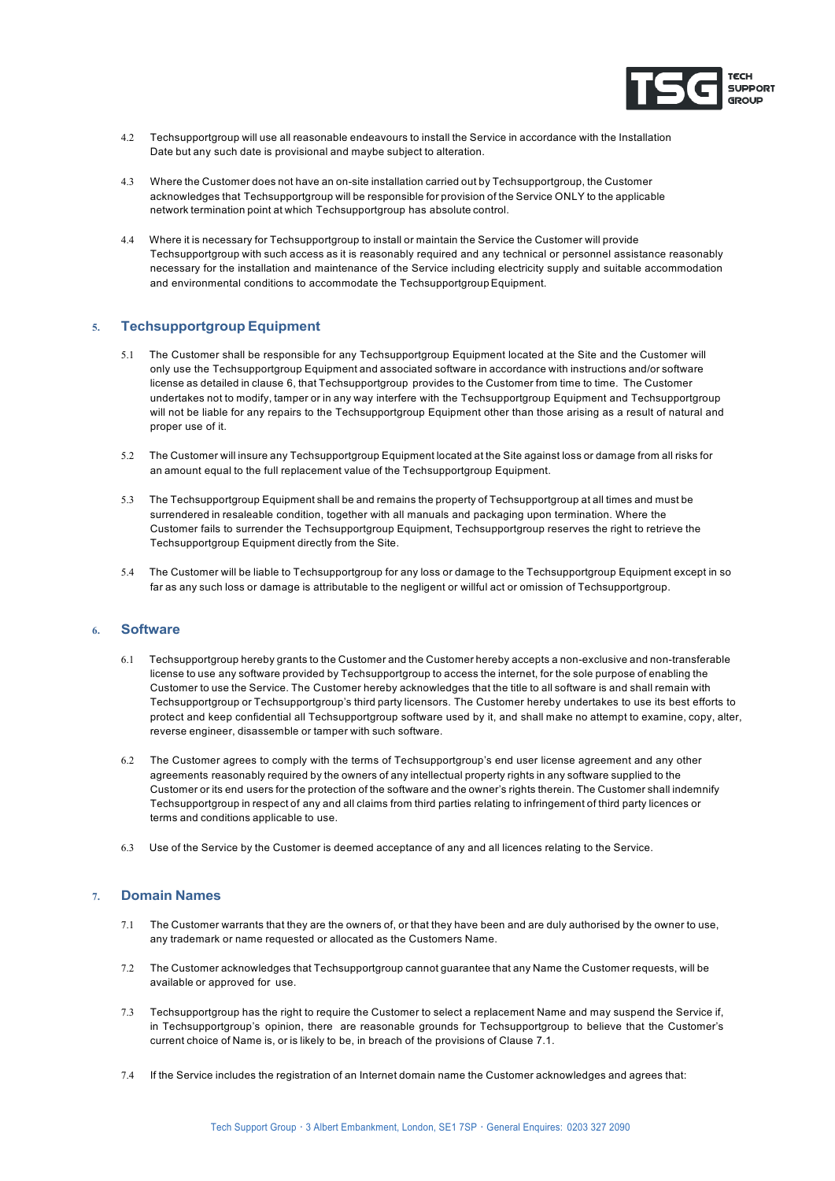4.2 Techsupportgroup will use all reasonable endeavours to install the Service in accordance with the Installation Date but any such date is provisional and maybe subject to alteration.

4.3 Where the Customer does not have an on-site installation carried out by Techsupportgroup, the Customer acknowledges that Techsupportgroup will be responsible for provision of the Service ONLY to the applicable network termination point at which Techsupportgroup has absolute control.

4.4 Where it is necessary for Techsupportgroup to install or maintain the Service the Customer will provide Techsupportgroup with such access as it is reasonably required and any technical or personnel assistance reasonably necessary for the installation and maintenance of the Service including electricity supply and suitable accommodation and environmental conditions to accommodate the Techsupportgroup Equipment.

## 5. Techsupportgroup Equipment

5.1 The Customer shall be responsible for any Techsupportgroup Equipment located at the Site and the Customer will only use the Techsupportgroup Equipment and associated software in accordance with instructions and/or software license as detailed in clause 6, that Techsupportgroup provides to the Customer from time to time. The Customer undertakes not to modify, tamper or in any way interfere with the Techsupportgroup Equipment and Techsupportgroup will not be liable for any repairs to the Techsupportgroup Equipment other than those arising as a result of natural and proper use of it.

5.2 The Customer will insure any Techsupportgroup Equipment located at the Site against loss or damage from all risks for an amount equal to the full replacement value of the Techsupportgroup Equipment.

5.3 The Techsupportgroup Equipment shall be and remains the property of Techsupportgroup at all times and must be surrendered in resaleable condition, together with all manuals and packaging upon termination. Where the Customer fails to surrender the Techsupportgroup Equipment, Techsupportgroup reserves the right to retrieve the Techsupportgroup Equipment directly from the Site.

5.4 The Customer will be liable to Techsupportgroup for any loss or damage to the Techsupportgroup Equipment except in so far as any such loss or damage is attributable to the negligent or willful act or omission of Techsupportgroup.

## 6. Software

6.1 Techsupportgroup hereby grants to the Customer and the Customer hereby accepts a non-exclusive and non-transferable license to use any software provided by Techsupportgroup to access the internet, for the sole purpose of enabling the Customer to use the Service. The Customer hereby acknowledges that the title to all software is and shall remain with Techsupportgroup or Techsupportgroup's third party licensors. The Customer hereby undertakes to use its best efforts to protect and keep confidential all Techsupportgroup software used by it, and shall make no attempt to examine, copy, alter, reverse engineer, disassemble or tamper with such software.

6.2 The Customer agrees to comply with the terms of Techsupportgroup's end user license agreement and any other agreements reasonably required by the owners of any intellectual property rights in any software supplied to the Customer or its end users for the protection of the software and the owner's rights therein. The Customer shall indemnify Techsupportgroup in respect of any and all claims from third parties relating to infringement of third party licences or terms and conditions applicable to use.

6.3 Use of the Service by the Customer is deemed acceptance of any and all licences relating to the Service.

## 7. Domain Names

7.1 The Customer warrants that they are the owners of, or that they have been and are duly authorised by the owner to use, any trademark or name requested or allocated as the Customers Name.

7.2 The Customer acknowledges that Techsupportgroup cannot guarantee that any Name the Customer requests, will be available or approved for use.

7.3 Techsupportgroup has the right to require the Customer to select a replacement Name and may suspend the Service if, in Techsupportgroup's opinion, there are reasonable grounds for Techsupportgroup to believe that the Customer's current choice of Name is, or is likely to be, in breach of the provisions of Clause 7.1.

7.4 If the Service includes the registration of an Internet domain name the Customer acknowledges and agrees that: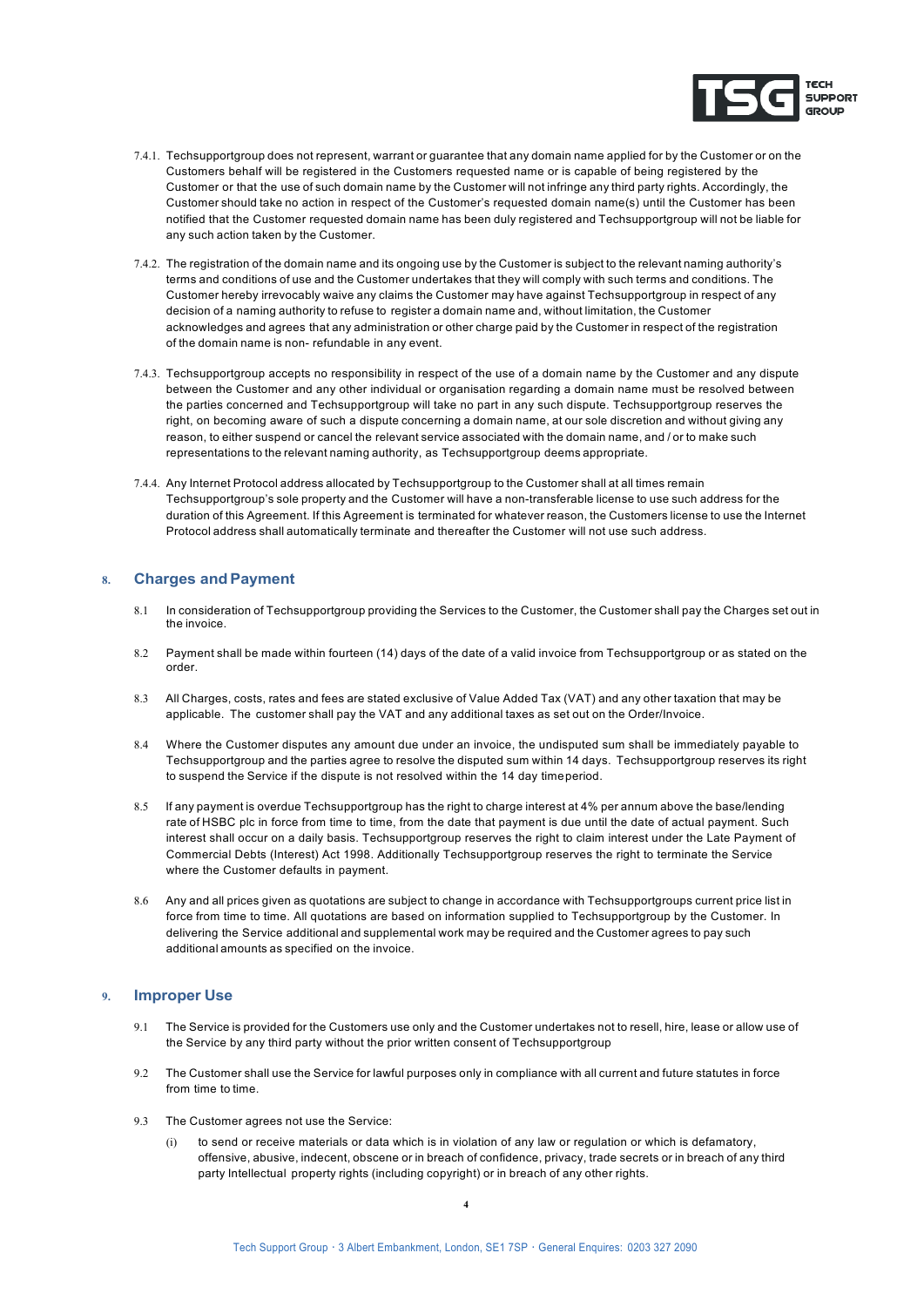7.4.1. Techsupportgroup does not represent, warrant or guarantee that any domain name applied for by the Customer or on the Customers behalf will be registered in the Customers requested name or is capable of being registered by the Customer or that the use of such domain name by the Customer will not infringe any third party rights. Accordingly, the Customer should take no action in respect of the Customer's requested domain name(s) until the Customer has been notified that the Customer requested domain name has been duly registered and Techsupportgroup will not be liable for any such action taken by the Customer.

7.4.2. The registration of the domain name and its ongoing use by the Customer is subject to the relevant naming authority's terms and conditions of use and the Customer undertakes that they will comply with such terms and conditions. The Customer hereby irrevocably waive any claims the Customer may have against Techsupportgroup in respect of any decision of a naming authority to refuse to register a domain name and, without limitation, the Customer acknowledges and agrees that any administration or other charge paid by the Customer in respect of the registration of the domain name is non- refundable in any event.

7.4.3. Techsupportgroup accepts no responsibility in respect of the use of a domain name by the Customer and any dispute between the Customer and any other individual or organisation regarding a domain name must be resolved between the parties concerned and Techsupportgroup will take no part in any such dispute. Techsupportgroup reserves the right, on becoming aware of such a dispute concerning a domain name, at our sole discretion and without giving any reason, to either suspend or cancel the relevant service associated with the domain name, and / or to make such representations to the relevant naming authority, as Techsupportgroup deems appropriate.

7.4.4. Any Internet Protocol address allocated by Techsupportgroup to the Customer shall at all times remain Techsupportgroup's sole property and the Customer will have a non-transferable license to use such address for the duration of this Agreement. If this Agreement is terminated for whatever reason, the Customers license to use the Internet Protocol address shall automatically terminate and thereafter the Customer will not use such address.

## 8. Charges and Payment

8.1 In consideration of Techsupportgroup providing the Services to the Customer, the Customer shall pay the Charges set out in the invoice.

8.2 Payment shall be made within fourteen (14) days of the date of a valid invoice from Techsupportgroup or as stated on the order.

8.3 All Charges, costs, rates and fees are stated exclusive of Value Added Tax (VAT) and any other taxation that may be applicable. The customer shall pay the VAT and any additional taxes as set out on the Order/Invoice.

8.4 Where the Customer disputes any amount due under an invoice, the undisputed sum shall be immediately payable to Techsupportgroup and the parties agree to resolve the disputed sum within 14 days. Techsupportgroup reserves its right to suspend the Service if the dispute is not resolved within the 14 day timeperiod.

8.5 If any payment is overdue Techsupportgroup has the right to charge interest at 4% per annum above the base/lending rate of HSBC plc in force from time to time, from the date that payment is due until the date of actual payment. Such interest shall occur on a daily basis. Techsupportgroup reserves the right to claim interest under the Late Payment of Commercial Debts (Interest) Act 1998. Additionally Techsupportgroup reserves the right to terminate the Service where the Customer defaults in payment.

8.6 Any and all prices given as quotations are subject to change in accordance with Techsupportgroups current price list in force from time to time. All quotations are based on information supplied to Techsupportgroup by the Customer. In delivering the Service additional and supplemental work may be required and the Customer agrees to pay such additional amounts as specified on the invoice.

## 9. Improper Use

9.1 The Service is provided for the Customers use only and the Customer undertakes not to resell, hire, lease or allow use of the Service by any third party without the prior written consent of Techsupportgroup

9.2 The Customer shall use the Service for lawful purposes only in compliance with all current and future statutes in force from time to time.

9.3 The Customer agrees not use the Service:

(i) to send or receive materials or data which is in violation of any law or regulation or which is defamatory, offensive, abusive, indecent, obscene or in breach of confidence, privacy, trade secrets or in breach of any third party Intellectual property rights (including copyright) or in breach of any other rights.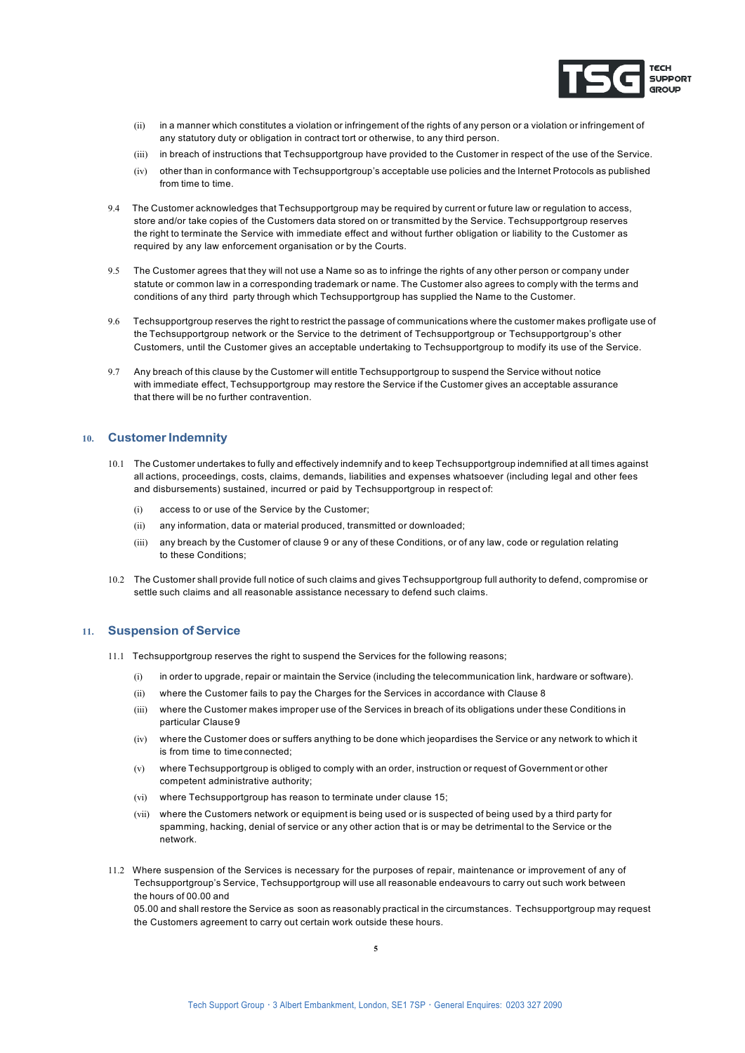(ii) in a manner which constitutes a violation or infringement of the rights of any person or a violation or infringement of any statutory duty or obligation in contract tort or otherwise, to any third person.

(iii) in breach of instructions that Techsupportgroup have provided to the Customer in respect of the use of the Service.

(iv) other than in conformance with Techsupportgroup's acceptable use policies and the Internet Protocols as published from time to time.

9.4 The Customer acknowledges that Techsupportgroup may be required by current or future law or regulation to access, store and/or take copies of the Customers data stored on or transmitted by the Service. Techsupportgroup reserves the right to terminate the Service with immediate effect and without further obligation or liability to the Customer as required by any law enforcement organisation or by the Courts.

9.5 The Customer agrees that they will not use a Name so as to infringe the rights of any other person or company under statute or common law in a corresponding trademark or name. The Customer also agrees to comply with the terms and conditions of any third party through which Techsupportgroup has supplied the Name to the Customer.

9.6 Techsupportgroup reserves the right to restrict the passage of communications where the customer makes profligate use of the Techsupportgroup network or the Service to the detriment of Techsupportgroup or Techsupportgroup's other Customers, until the Customer gives an acceptable undertaking to Techsupportgroup to modify its use of the Service.

9.7 Any breach of this clause by the Customer will entitle Techsupportgroup to suspend the Service without notice with immediate effect, Techsupportgroup may restore the Service if the Customer gives an acceptable assurance that there will be no further contravention.

## 10. Customer Indemnity

10.1 The Customer undertakes to fully and effectively indemnify and to keep Techsupportgroup indemnified at all times against all actions, proceedings, costs, claims, demands, liabilities and expenses whatsoever (including legal and other fees and disbursements) sustained, incurred or paid by Techsupportgroup in respect of:

(i) access to or use of the Service by the Customer;

(ii) any information, data or material produced, transmitted or downloaded;

(iii) any breach by the Customer of clause 9 or any of these Conditions, or of any law, code or regulation relating to these Conditions;

10.2 The Customer shall provide full notice of such claims and gives Techsupportgroup full authority to defend, compromise or settle such claims and all reasonable assistance necessary to defend such claims.

## 11. Suspension of Service

11.1 Techsupportgroup reserves the right to suspend the Services for the following reasons;

(i) in order to upgrade, repair or maintain the Service (including the telecommunication link, hardware or software).

(ii) where the Customer fails to pay the Charges for the Services in accordance with Clause 8

(iii) where the Customer makes improper use of the Services in breach of its obligations under these Conditions in particular Clause 9

(iv) where the Customer does or suffers anything to be done which jeopardises the Service or any network to which it is from time to time connected;

(v) where Techsupportgroup is obliged to comply with an order, instruction or request of Government or other competent administrative authority;

(vi) where Techsupportgroup has reason to terminate under clause 15;

(vii) where the Customers network or equipment is being used or is suspected of being used by a third party for spamming, hacking, denial of service or any other action that is or may be detrimental to the Service or the network.

11.2 Where suspension of the Services is necessary for the purposes of repair, maintenance or improvement of any of Techsupportgroup's Service, Techsupportgroup will use all reasonable endeavours to carry out such work between the hours of 00.00 and 05.00 and shall restore the Service as soon as reasonably practical in the circumstances. Techsupportgroup may request the Customers agreement to carry out certain work outside these hours.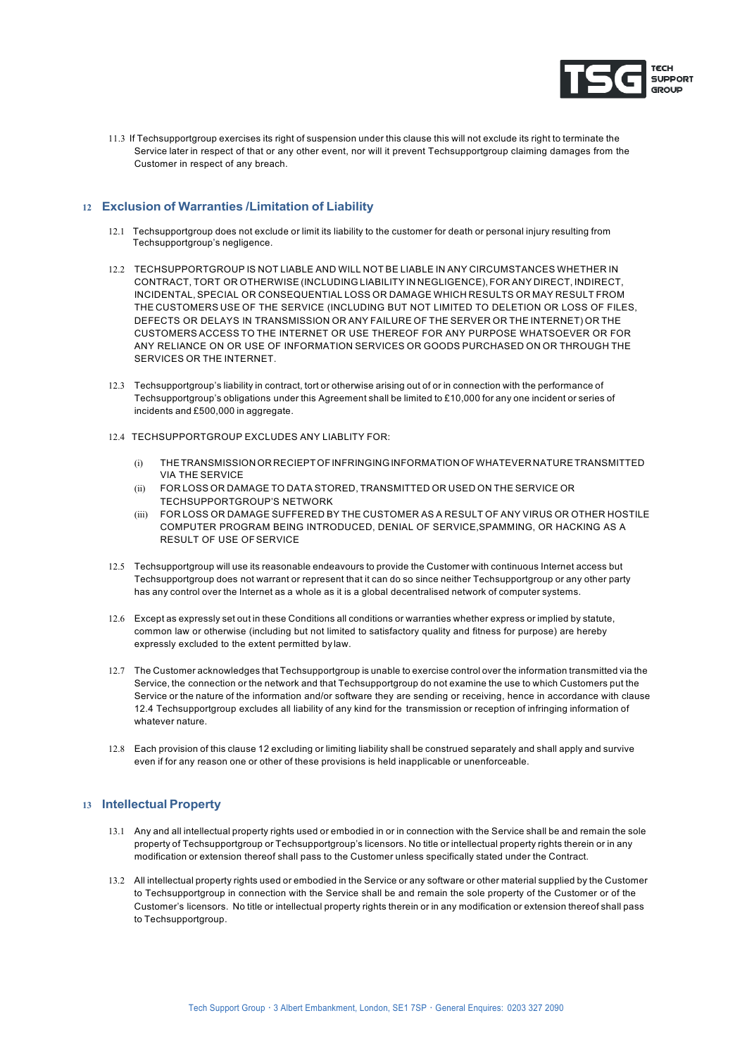11.3 If Techsupportgroup exercises its right of suspension under this clause this will not exclude its right to terminate the Service later in respect of that or any other event, nor will it prevent Techsupportgroup claiming damages from the Customer in respect of any breach.

## 12 Exclusion of Warranties /Limitation of Liability

12.1 Techsupportgroup does not exclude or limit its liability to the customer for death or personal injury resulting from Techsupportgroup's negligence.

12.2 TECHSUPPORTGROUP IS NOT LIABLE AND WILL NOT BE LIABLE IN ANY CIRCUMSTANCES WHETHER IN CONTRACT, TORT OR OTHERWISE (INCLUDING LIABILITY IN NEGLIGENCE), FOR ANY DIRECT, INDIRECT, INCIDENTAL, SPECIAL OR CONSEQUENTIAL LOSS OR DAMAGE WHICH RESULTS OR MAY RESULT FROM THE CUSTOMERS USE OF THE SERVICE (INCLUDING BUT NOT LIMITED TO DELETION OR LOSS OF FILES, DEFECTS OR DELAYS IN TRANSMISSION OR ANY FAILURE OF THE SERVER OR THE INTERNET) OR THE CUSTOMERS ACCESS TO THE INTERNET OR USE THEREOF FOR ANY PURPOSE WHATSOEVER OR FOR ANY RELIANCE ON OR USE OF INFORMATION SERVICES OR GOODS PURCHASED ON OR THROUGH THE SERVICES OR THE INTERNET.

12.3 Techsupportgroup's liability in contract, tort or otherwise arising out of or in connection with the performance of Techsupportgroup's obligations under this Agreement shall be limited to £10,000 for any one incident or series of incidents and £500,000 in aggregate.

12.4 TECHSUPPORTGROUP EXCLUDES ANY LIABLITY FOR:

- (i) THE TRANSMISSION OR RECIEPT OF INFRINGING INFORMATION OF WHATEVER NATURE TRANSMITTED VIA THE SERVICE
- (ii) FOR LOSS OR DAMAGE TO DATA STORED, TRANSMITTED OR USED ON THE SERVICE OR TECHSUPPORTGROUP'S NETWORK
- (iii) FOR LOSS OR DAMAGE SUFFERED BY THE CUSTOMER AS A RESULT OF ANY VIRUS OR OTHER HOSTILE COMPUTER PROGRAM BEING INTRODUCED, DENIAL OF SERVICE,SPAMMING, OR HACKING AS A RESULT OF USE OF SERVICE

12.5 Techsupportgroup will use its reasonable endeavours to provide the Customer with continuous Internet access but Techsupportgroup does not warrant or represent that it can do so since neither Techsupportgroup or any other party has any control over the Internet as a whole as it is a global decentralised network of computer systems.

12.6 Except as expressly set out in these Conditions all conditions or warranties whether express or implied by statute, common law or otherwise (including but not limited to satisfactory quality and fitness for purpose) are hereby expressly excluded to the extent permitted by law.

12.7 The Customer acknowledges that Techsupportgroup is unable to exercise control over the information transmitted via the Service, the connection or the network and that Techsupportgroup do not examine the use to which Customers put the Service or the nature of the information and/or software they are sending or receiving, hence in accordance with clause 12.4 Techsupportgroup excludes all liability of any kind for the transmission or reception of infringing information of whatever nature.

12.8 Each provision of this clause 12 excluding or limiting liability shall be construed separately and shall apply and survive even if for any reason one or other of these provisions is held inapplicable or unenforceable.

## 13 Intellectual Property

13.1 Any and all intellectual property rights used or embodied in or in connection with the Service shall be and remain the sole property of Techsupportgroup or Techsupportgroup's licensors. No title or intellectual property rights therein or in any modification or extension thereof shall pass to the Customer unless specifically stated under the Contract.

13.2 All intellectual property rights used or embodied in the Service or any software or other material supplied by the Customer to Techsupportgroup in connection with the Service shall be and remain the sole property of the Customer or of the Customer's licensors. No title or intellectual property rights therein or in any modification or extension thereof shall pass to Techsupportgroup.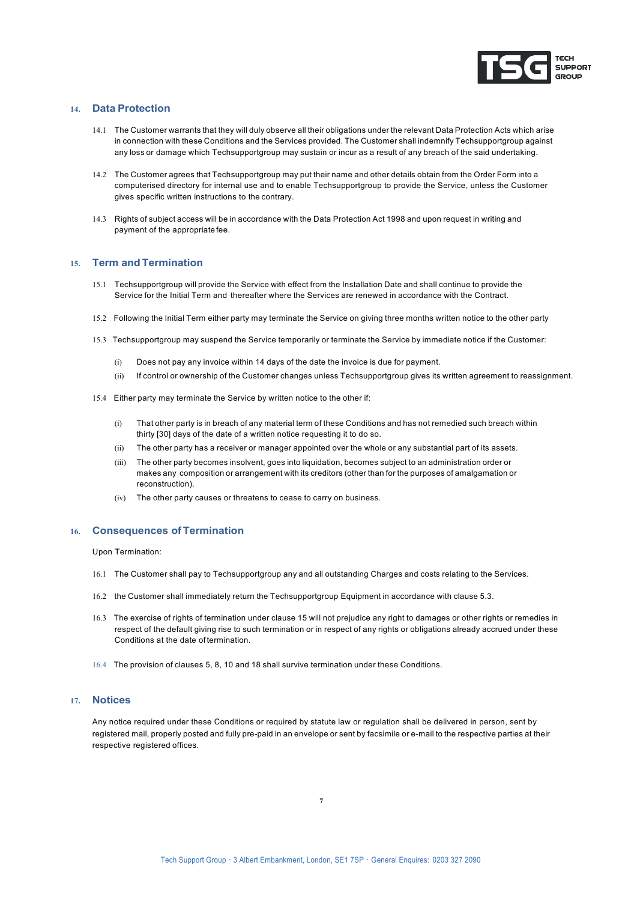## 14. Data Protection

14.1 The Customer warrants that they will duly observe all their obligations under the relevant Data Protection Acts which arise in connection with these Conditions and the Services provided. The Customer shall indemnify Techsupportgroup against any loss or damage which Techsupportgroup may sustain or incur as a result of any breach of the said undertaking.

14.2 The Customer agrees that Techsupportgroup may put their name and other details obtain from the Order Form into a computerised directory for internal use and to enable Techsupportgroup to provide the Service, unless the Customer gives specific written instructions to the contrary.

14.3 Rights of subject access will be in accordance with the Data Protection Act 1998 and upon request in writing and payment of the appropriate fee.

## 15. Term and Termination

15.1 Techsupportgroup will provide the Service with effect from the Installation Date and shall continue to provide the Service for the Initial Term and thereafter where the Services are renewed in accordance with the Contract.

15.2 Following the Initial Term either party may terminate the Service on giving three months written notice to the other party

15.3 Techsupportgroup may suspend the Service temporarily or terminate the Service by immediate notice if the Customer:

(i) Does not pay any invoice within 14 days of the date the invoice is due for payment.

(ii) If control or ownership of the Customer changes unless Techsupportgroup gives its written agreement to reassignment.

15.4 Either party may terminate the Service by written notice to the other if:

(i) That other party is in breach of any material term of these Conditions and has not remedied such breach within thirty [30] days of the date of a written notice requesting it to do so.

(ii) The other party has a receiver or manager appointed over the whole or any substantial part of its assets.

(iii) The other party becomes insolvent, goes into liquidation, becomes subject to an administration order or makes any composition or arrangement with its creditors (other than for the purposes of amalgamation or reconstruction).

(iv) The other party causes or threatens to cease to carry on business.

## 16. Consequences of Termination

Upon Termination:

16.1 The Customer shall pay to Techsupportgroup any and all outstanding Charges and costs relating to the Services.

16.2 the Customer shall immediately return the Techsupportgroup Equipment in accordance with clause 5.3.

16.3 The exercise of rights of termination under clause 15 will not prejudice any right to damages or other rights or remedies in respect of the default giving rise to such termination or in respect of any rights or obligations already accrued under these Conditions at the date of termination.

16.4 The provision of clauses 5, 8, 10 and 18 shall survive termination under these Conditions.

## 17. Notices

Any notice required under these Conditions or required by statute law or regulation shall be delivered in person, sent by registered mail, properly posted and fully pre-paid in an envelope or sent by facsimile or e-mail to the respective parties at their respective registered offices.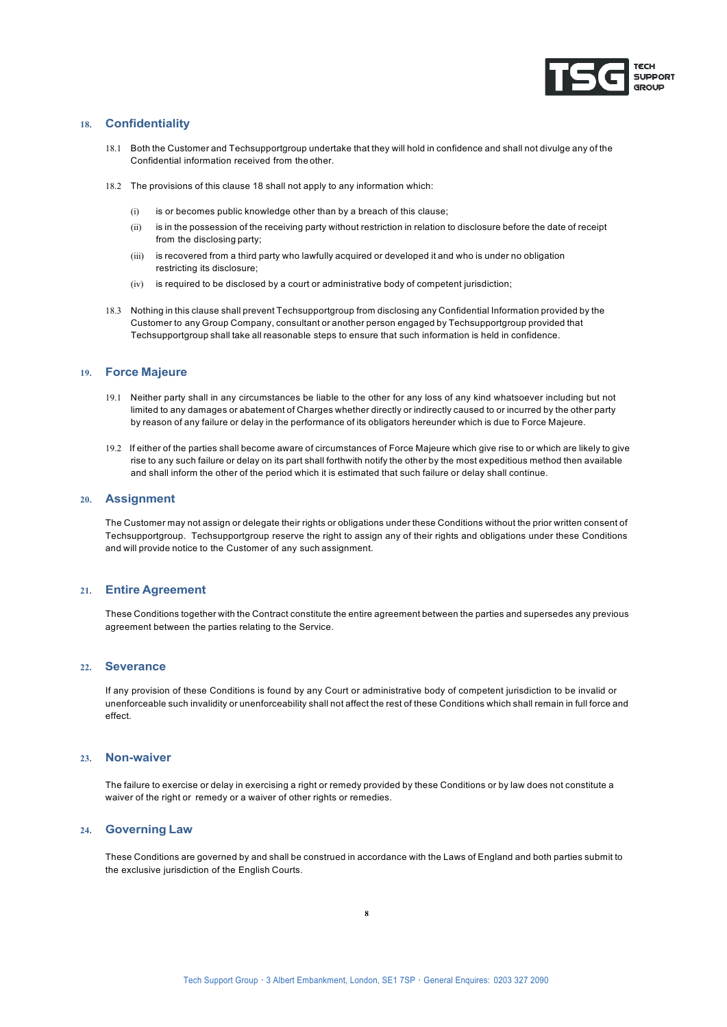## 18. Confidentiality

18.1 Both the Customer and Techsupportgroup undertake that they will hold in confidence and shall not divulge any of the Confidential information received from the other.

18.2 The provisions of this clause 18 shall not apply to any information which:

(i) is or becomes public knowledge other than by a breach of this clause;

(ii) is in the possession of the receiving party without restriction in relation to disclosure before the date of receipt from the disclosing party;

(iii) is recovered from a third party who lawfully acquired or developed it and who is under no obligation restricting its disclosure;

(iv) is required to be disclosed by a court or administrative body of competent jurisdiction;

18.3 Nothing in this clause shall prevent Techsupportgroup from disclosing any Confidential Information provided by the Customer to any Group Company, consultant or another person engaged by Techsupportgroup provided that Techsupportgroup shall take all reasonable steps to ensure that such information is held in confidence.

## 19. Force Majeure

19.1 Neither party shall in any circumstances be liable to the other for any loss of any kind whatsoever including but not limited to any damages or abatement of Charges whether directly or indirectly caused to or incurred by the other party by reason of any failure or delay in the performance of its obligators hereunder which is due to Force Majeure.

19.2 If either of the parties shall become aware of circumstances of Force Majeure which give rise to or which are likely to give rise to any such failure or delay on its part shall forthwith notify the other by the most expeditious method then available and shall inform the other of the period which it is estimated that such failure or delay shall continue.

## 20. Assignment

The Customer may not assign or delegate their rights or obligations under these Conditions without the prior written consent of Techsupportgroup. Techsupportgroup reserve the right to assign any of their rights and obligations under these Conditions and will provide notice to the Customer of any such assignment.

## 21. Entire Agreement

These Conditions together with the Contract constitute the entire agreement between the parties and supersedes any previous agreement between the parties relating to the Service.

## 22. Severance

If any provision of these Conditions is found by any Court or administrative body of competent jurisdiction to be invalid or unenforceable such invalidity or unenforceability shall not affect the rest of these Conditions which shall remain in full force and effect.

## 23. Non-waiver

The failure to exercise or delay in exercising a right or remedy provided by these Conditions or by law does not constitute a waiver of the right or remedy or a waiver of other rights or remedies.

## 24. Governing Law

These Conditions are governed by and shall be construed in accordance with the Laws of England and both parties submit to the exclusive jurisdiction of the English Courts.